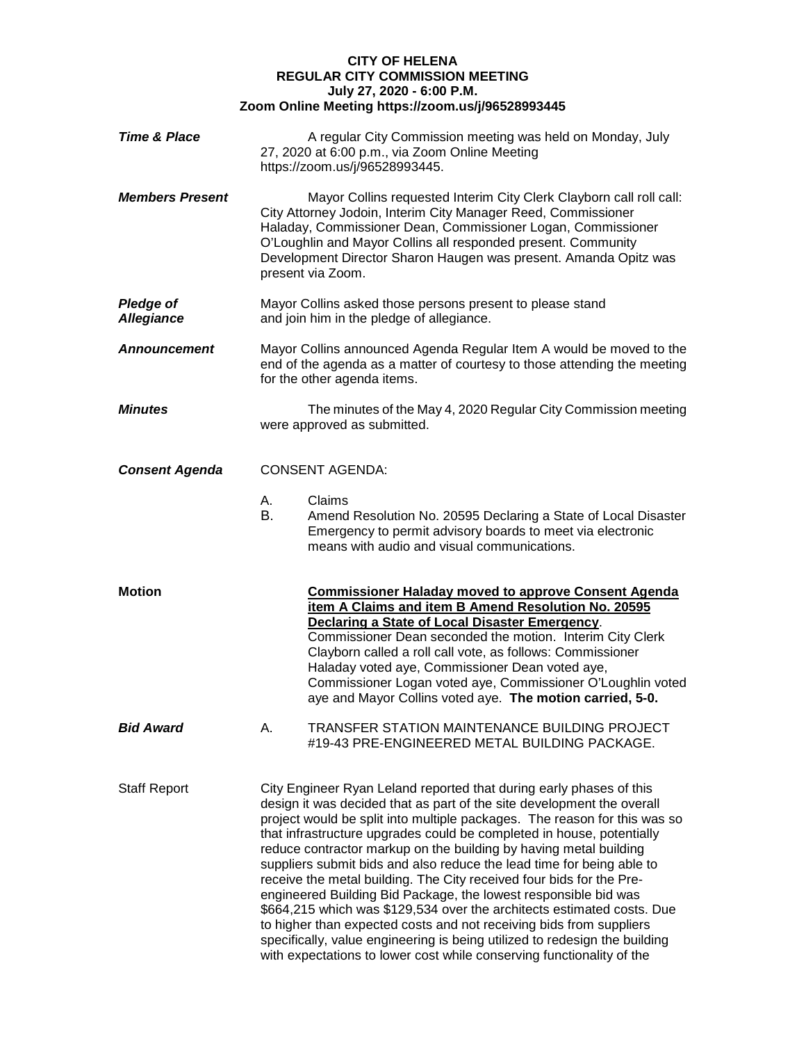**CITY OF HELENA**
**REGULAR CITY COMMISSION MEETING**
**July 27, 2020 - 6:00 P.M.**
**Zoom Online Meeting https://zoom.us/j/96528993445**

***Time & Place***

A regular City Commission meeting was held on Monday, July 27, 2020 at 6:00 p.m., via Zoom Online Meeting https://zoom.us/j/96528993445.

***Members Present***

Mayor Collins requested Interim City Clerk Clayborn call roll call: City Attorney Jodoin, Interim City Manager Reed, Commissioner Haladay, Commissioner Dean, Commissioner Logan, Commissioner O'Loughlin and Mayor Collins all responded present. Community Development Director Sharon Haugen was present. Amanda Opitz was present via Zoom.

***Pledge of Allegiance***

Mayor Collins asked those persons present to please stand and join him in the pledge of allegiance.

***Announcement***

Mayor Collins announced Agenda Regular Item A would be moved to the end of the agenda as a matter of courtesy to those attending the meeting for the other agenda items.

***Minutes***

The minutes of the May 4, 2020 Regular City Commission meeting were approved as submitted.

***Consent Agenda***

CONSENT AGENDA:

A. Claims
B. Amend Resolution No. 20595 Declaring a State of Local Disaster Emergency to permit advisory boards to meet via electronic means with audio and visual communications.

**Motion**

**Commissioner Haladay moved to approve Consent Agenda item A Claims and item B Amend Resolution No. 20595 Declaring a State of Local Disaster Emergency**. Commissioner Dean seconded the motion. Interim City Clerk Clayborn called a roll call vote, as follows: Commissioner Haladay voted aye, Commissioner Dean voted aye, Commissioner Logan voted aye, Commissioner O'Loughlin voted aye and Mayor Collins voted aye. **The motion carried, 5-0.**

***Bid Award***

A. TRANSFER STATION MAINTENANCE BUILDING PROJECT #19-43 PRE-ENGINEERED METAL BUILDING PACKAGE.

Staff Report

City Engineer Ryan Leland reported that during early phases of this design it was decided that as part of the site development the overall project would be split into multiple packages. The reason for this was so that infrastructure upgrades could be completed in house, potentially reduce contractor markup on the building by having metal building suppliers submit bids and also reduce the lead time for being able to receive the metal building. The City received four bids for the Pre-engineered Building Bid Package, the lowest responsible bid was $664,215 which was $129,534 over the architects estimated costs. Due to higher than expected costs and not receiving bids from suppliers specifically, value engineering is being utilized to redesign the building with expectations to lower cost while conserving functionality of the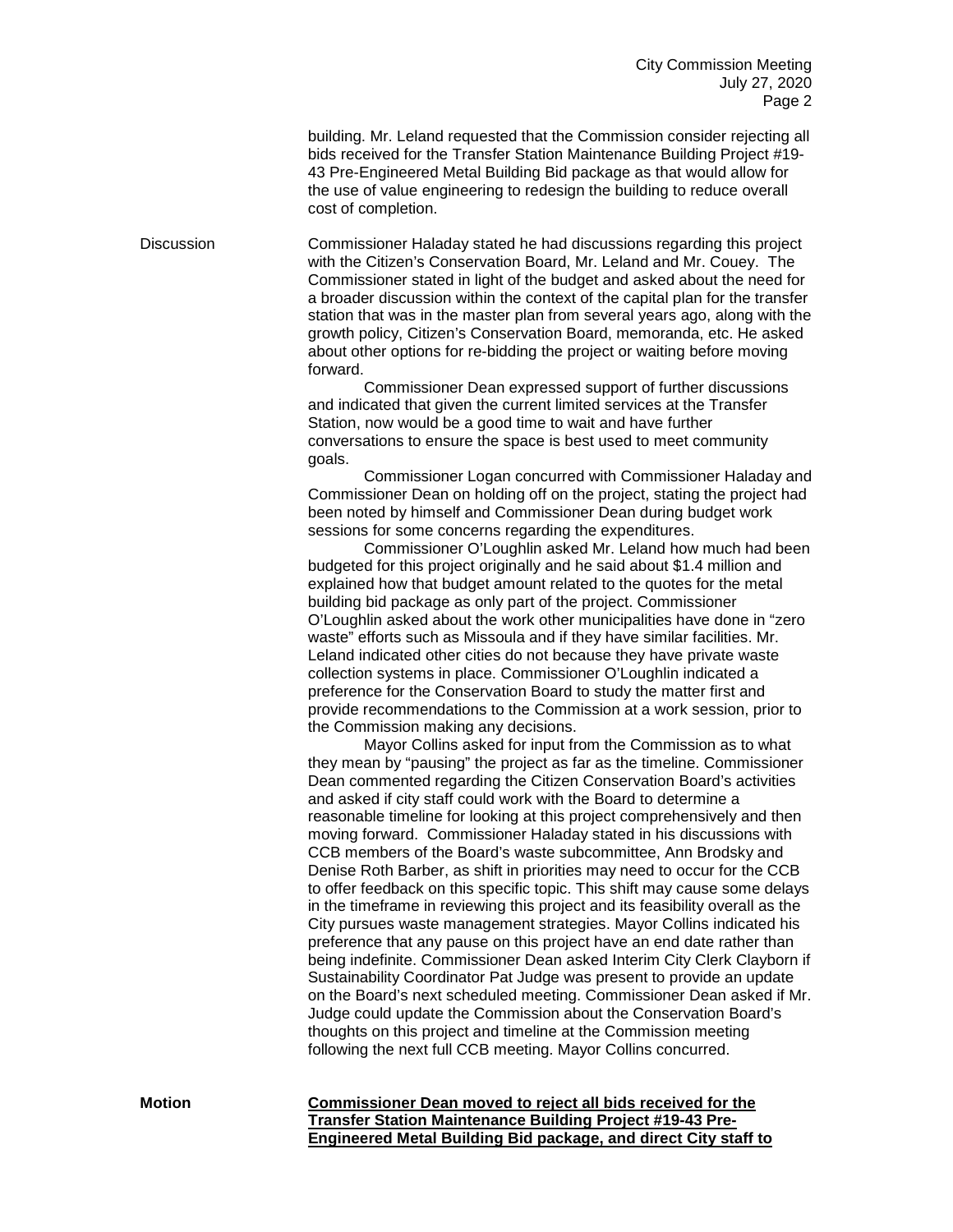building. Mr. Leland requested that the Commission consider rejecting all bids received for the Transfer Station Maintenance Building Project #19-43 Pre-Engineered Metal Building Bid package as that would allow for the use of value engineering to redesign the building to reduce overall cost of completion.

Discussion

Commissioner Haladay stated he had discussions regarding this project with the Citizen's Conservation Board, Mr. Leland and Mr. Couey. The Commissioner stated in light of the budget and asked about the need for a broader discussion within the context of the capital plan for the transfer station that was in the master plan from several years ago, along with the growth policy, Citizen's Conservation Board, memoranda, etc. He asked about other options for re-bidding the project or waiting before moving forward.

Commissioner Dean expressed support of further discussions and indicated that given the current limited services at the Transfer Station, now would be a good time to wait and have further conversations to ensure the space is best used to meet community goals.

Commissioner Logan concurred with Commissioner Haladay and Commissioner Dean on holding off on the project, stating the project had been noted by himself and Commissioner Dean during budget work sessions for some concerns regarding the expenditures.

Commissioner O'Loughlin asked Mr. Leland how much had been budgeted for this project originally and he said about $1.4 million and explained how that budget amount related to the quotes for the metal building bid package as only part of the project. Commissioner O'Loughlin asked about the work other municipalities have done in "zero waste" efforts such as Missoula and if they have similar facilities. Mr. Leland indicated other cities do not because they have private waste collection systems in place. Commissioner O'Loughlin indicated a preference for the Conservation Board to study the matter first and provide recommendations to the Commission at a work session, prior to the Commission making any decisions.

Mayor Collins asked for input from the Commission as to what they mean by "pausing" the project as far as the timeline. Commissioner Dean commented regarding the Citizen Conservation Board's activities and asked if city staff could work with the Board to determine a reasonable timeline for looking at this project comprehensively and then moving forward. Commissioner Haladay stated in his discussions with CCB members of the Board's waste subcommittee, Ann Brodsky and Denise Roth Barber, as shift in priorities may need to occur for the CCB to offer feedback on this specific topic. This shift may cause some delays in the timeframe in reviewing this project and its feasibility overall as the City pursues waste management strategies. Mayor Collins indicated his preference that any pause on this project have an end date rather than being indefinite. Commissioner Dean asked Interim City Clerk Clayborn if Sustainability Coordinator Pat Judge was present to provide an update on the Board's next scheduled meeting. Commissioner Dean asked if Mr. Judge could update the Commission about the Conservation Board's thoughts on this project and timeline at the Commission meeting following the next full CCB meeting. Mayor Collins concurred.

**Motion**

**Commissioner Dean moved to reject all bids received for the Transfer Station Maintenance Building Project #19-43 Pre-Engineered Metal Building Bid package, and direct City staff to**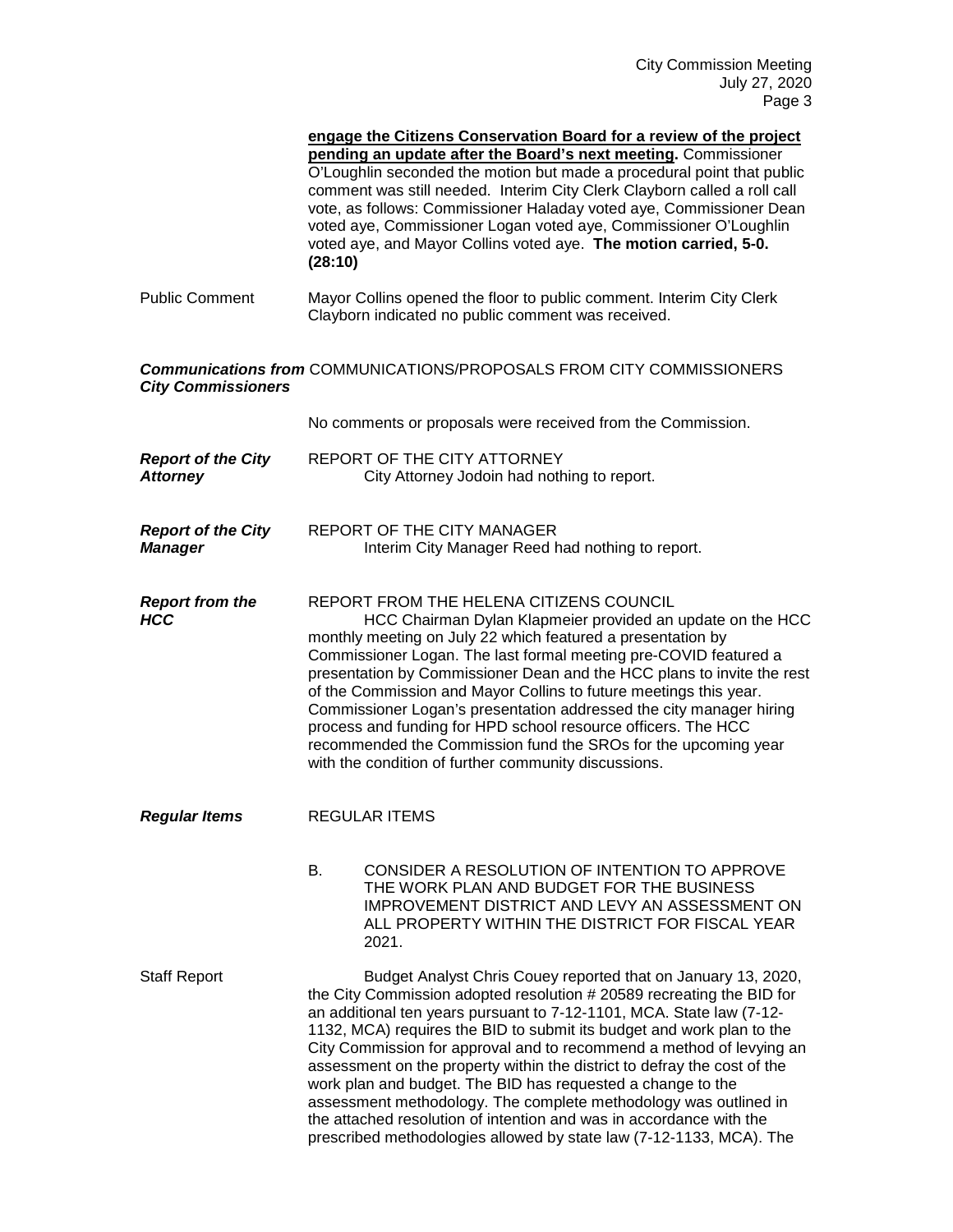**engage the Citizens Conservation Board for a review of the project pending an update after the Board's next meeting.** Commissioner O'Loughlin seconded the motion but made a procedural point that public comment was still needed. Interim City Clerk Clayborn called a roll call vote, as follows: Commissioner Haladay voted aye, Commissioner Dean voted aye, Commissioner Logan voted aye, Commissioner O'Loughlin voted aye, and Mayor Collins voted aye. **The motion carried, 5-0. (28:10)**

Public Comment — Mayor Collins opened the floor to public comment. Interim City Clerk Clayborn indicated no public comment was received.

***Communications from City Commissioners*** — COMMUNICATIONS/PROPOSALS FROM CITY COMMISSIONERS

No comments or proposals were received from the Commission.

***Report of the City Attorney*** — REPORT OF THE CITY ATTORNEY

City Attorney Jodoin had nothing to report.

***Report of the City Manager*** — REPORT OF THE CITY MANAGER

Interim City Manager Reed had nothing to report.

***Report from the HCC*** — REPORT FROM THE HELENA CITIZENS COUNCIL

HCC Chairman Dylan Klapmeier provided an update on the HCC monthly meeting on July 22 which featured a presentation by Commissioner Logan. The last formal meeting pre-COVID featured a presentation by Commissioner Dean and the HCC plans to invite the rest of the Commission and Mayor Collins to future meetings this year. Commissioner Logan's presentation addressed the city manager hiring process and funding for HPD school resource officers. The HCC recommended the Commission fund the SROs for the upcoming year with the condition of further community discussions.

***Regular Items*** — REGULAR ITEMS

B. CONSIDER A RESOLUTION OF INTENTION TO APPROVE THE WORK PLAN AND BUDGET FOR THE BUSINESS IMPROVEMENT DISTRICT AND LEVY AN ASSESSMENT ON ALL PROPERTY WITHIN THE DISTRICT FOR FISCAL YEAR 2021.

Staff Report — Budget Analyst Chris Couey reported that on January 13, 2020, the City Commission adopted resolution # 20589 recreating the BID for an additional ten years pursuant to 7-12-1101, MCA. State law (7-12-1132, MCA) requires the BID to submit its budget and work plan to the City Commission for approval and to recommend a method of levying an assessment on the property within the district to defray the cost of the work plan and budget. The BID has requested a change to the assessment methodology. The complete methodology was outlined in the attached resolution of intention and was in accordance with the prescribed methodologies allowed by state law (7-12-1133, MCA). The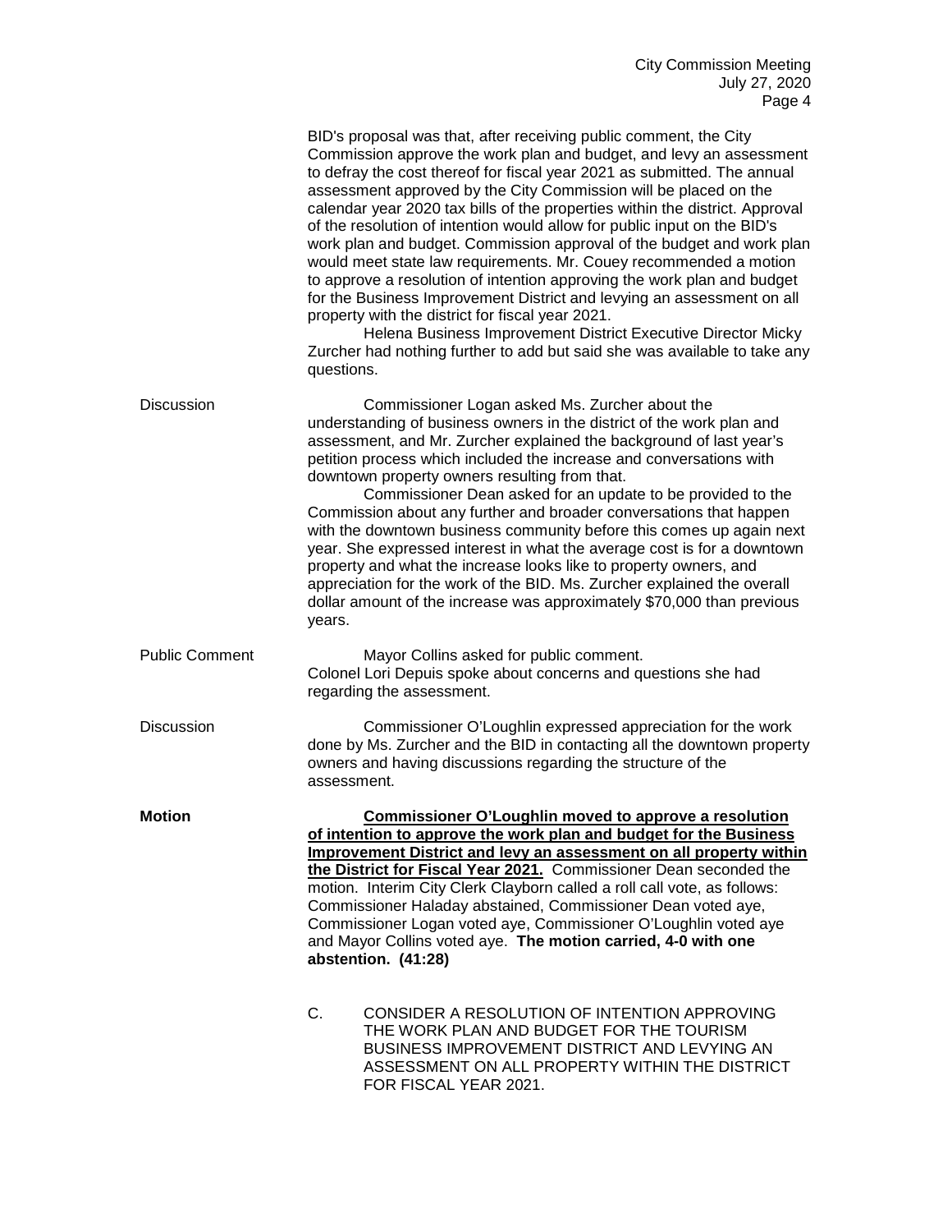BID's proposal was that, after receiving public comment, the City Commission approve the work plan and budget, and levy an assessment to defray the cost thereof for fiscal year 2021 as submitted. The annual assessment approved by the City Commission will be placed on the calendar year 2020 tax bills of the properties within the district. Approval of the resolution of intention would allow for public input on the BID's work plan and budget. Commission approval of the budget and work plan would meet state law requirements. Mr. Couey recommended a motion to approve a resolution of intention approving the work plan and budget for the Business Improvement District and levying an assessment on all property with the district for fiscal year 2021.

Helena Business Improvement District Executive Director Micky Zurcher had nothing further to add but said she was available to take any questions.

**Discussion**

Commissioner Logan asked Ms. Zurcher about the understanding of business owners in the district of the work plan and assessment, and Mr. Zurcher explained the background of last year's petition process which included the increase and conversations with downtown property owners resulting from that.

Commissioner Dean asked for an update to be provided to the Commission about any further and broader conversations that happen with the downtown business community before this comes up again next year. She expressed interest in what the average cost is for a downtown property and what the increase looks like to property owners, and appreciation for the work of the BID. Ms. Zurcher explained the overall dollar amount of the increase was approximately $70,000 than previous years.

**Public Comment**

Mayor Collins asked for public comment.
Colonel Lori Depuis spoke about concerns and questions she had regarding the assessment.

**Discussion**

Commissioner O'Loughlin expressed appreciation for the work done by Ms. Zurcher and the BID in contacting all the downtown property owners and having discussions regarding the structure of the assessment.

**Motion**

**Commissioner O'Loughlin moved to approve a resolution of intention to approve the work plan and budget for the Business Improvement District and levy an assessment on all property within the District for Fiscal Year 2021.** Commissioner Dean seconded the motion. Interim City Clerk Clayborn called a roll call vote, as follows: Commissioner Haladay abstained, Commissioner Dean voted aye, Commissioner Logan voted aye, Commissioner O'Loughlin voted aye and Mayor Collins voted aye. **The motion carried, 4-0 with one abstention. (41:28)**

C. CONSIDER A RESOLUTION OF INTENTION APPROVING THE WORK PLAN AND BUDGET FOR THE TOURISM BUSINESS IMPROVEMENT DISTRICT AND LEVYING AN ASSESSMENT ON ALL PROPERTY WITHIN THE DISTRICT FOR FISCAL YEAR 2021.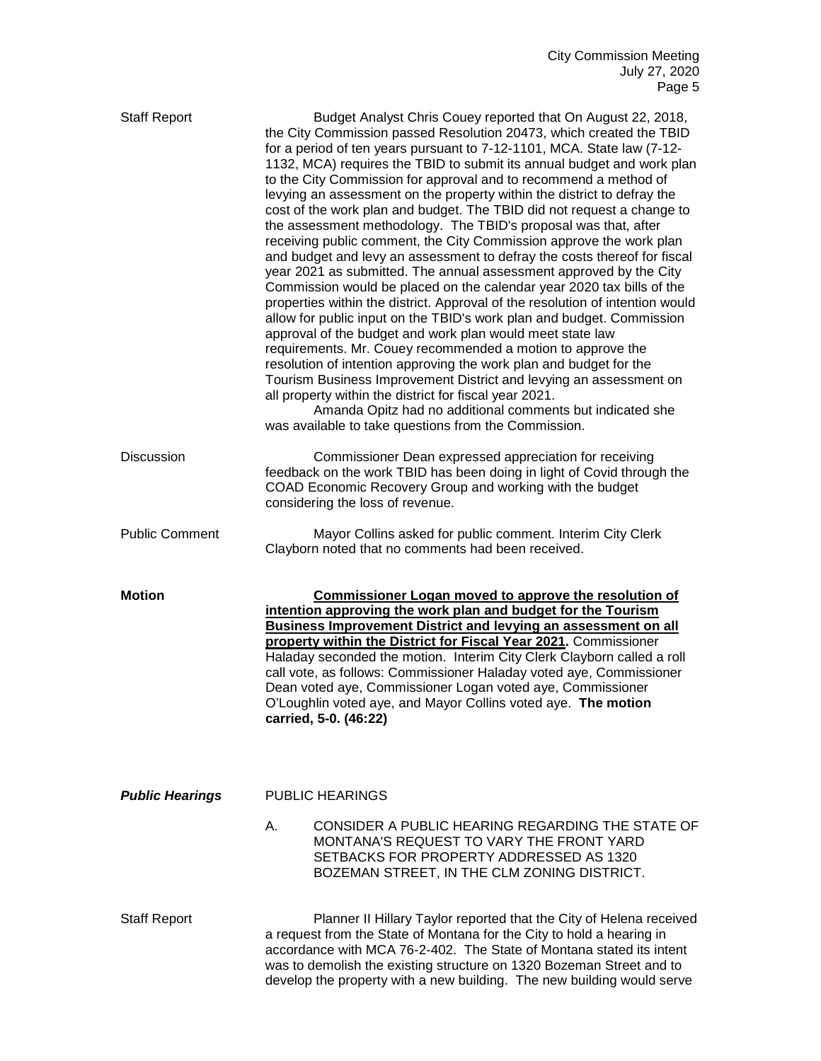**Staff Report**

Budget Analyst Chris Couey reported that On August 22, 2018, the City Commission passed Resolution 20473, which created the TBID for a period of ten years pursuant to 7-12-1101, MCA. State law (7-12-1132, MCA) requires the TBID to submit its annual budget and work plan to the City Commission for approval and to recommend a method of levying an assessment on the property within the district to defray the cost of the work plan and budget. The TBID did not request a change to the assessment methodology. The TBID's proposal was that, after receiving public comment, the City Commission approve the work plan and budget and levy an assessment to defray the costs thereof for fiscal year 2021 as submitted. The annual assessment approved by the City Commission would be placed on the calendar year 2020 tax bills of the properties within the district. Approval of the resolution of intention would allow for public input on the TBID's work plan and budget. Commission approval of the budget and work plan would meet state law requirements. Mr. Couey recommended a motion to approve the resolution of intention approving the work plan and budget for the Tourism Business Improvement District and levying an assessment on all property within the district for fiscal year 2021.

Amanda Opitz had no additional comments but indicated she was available to take questions from the Commission.

**Discussion**

Commissioner Dean expressed appreciation for receiving feedback on the work TBID has been doing in light of Covid through the COAD Economic Recovery Group and working with the budget considering the loss of revenue.

**Public Comment**

Mayor Collins asked for public comment. Interim City Clerk Clayborn noted that no comments had been received.

**Motion**

**Commissioner Logan moved to approve the resolution of intention approving the work plan and budget for the Tourism Business Improvement District and levying an assessment on all property within the District for Fiscal Year 2021.** Commissioner Haladay seconded the motion. Interim City Clerk Clayborn called a roll call vote, as follows: Commissioner Haladay voted aye, Commissioner Dean voted aye, Commissioner Logan voted aye, Commissioner O'Loughlin voted aye, and Mayor Collins voted aye. **The motion carried, 5-0. (46:22)**

## *Public Hearings*

PUBLIC HEARINGS

A. CONSIDER A PUBLIC HEARING REGARDING THE STATE OF MONTANA'S REQUEST TO VARY THE FRONT YARD SETBACKS FOR PROPERTY ADDRESSED AS 1320 BOZEMAN STREET, IN THE CLM ZONING DISTRICT.

**Staff Report**

Planner II Hillary Taylor reported that the City of Helena received a request from the State of Montana for the City to hold a hearing in accordance with MCA 76-2-402. The State of Montana stated its intent was to demolish the existing structure on 1320 Bozeman Street and to develop the property with a new building. The new building would serve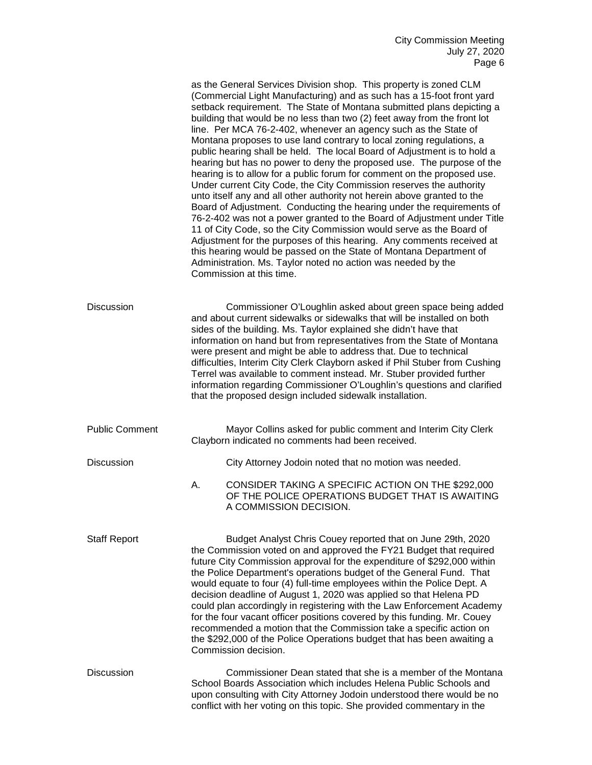as the General Services Division shop. This property is zoned CLM (Commercial Light Manufacturing) and as such has a 15-foot front yard setback requirement. The State of Montana submitted plans depicting a building that would be no less than two (2) feet away from the front lot line. Per MCA 76-2-402, whenever an agency such as the State of Montana proposes to use land contrary to local zoning regulations, a public hearing shall be held. The local Board of Adjustment is to hold a hearing but has no power to deny the proposed use. The purpose of the hearing is to allow for a public forum for comment on the proposed use. Under current City Code, the City Commission reserves the authority unto itself any and all other authority not herein above granted to the Board of Adjustment. Conducting the hearing under the requirements of 76-2-402 was not a power granted to the Board of Adjustment under Title 11 of City Code, so the City Commission would serve as the Board of Adjustment for the purposes of this hearing. Any comments received at this hearing would be passed on the State of Montana Department of Administration. Ms. Taylor noted no action was needed by the Commission at this time.

**Discussion**

Commissioner O'Loughlin asked about green space being added and about current sidewalks or sidewalks that will be installed on both sides of the building. Ms. Taylor explained she didn't have that information on hand but from representatives from the State of Montana were present and might be able to address that. Due to technical difficulties, Interim City Clerk Clayborn asked if Phil Stuber from Cushing Terrel was available to comment instead. Mr. Stuber provided further information regarding Commissioner O'Loughlin's questions and clarified that the proposed design included sidewalk installation.

**Public Comment**

Mayor Collins asked for public comment and Interim City Clerk Clayborn indicated no comments had been received.

**Discussion**

City Attorney Jodoin noted that no motion was needed.

A. CONSIDER TAKING A SPECIFIC ACTION ON THE $292,000 OF THE POLICE OPERATIONS BUDGET THAT IS AWAITING A COMMISSION DECISION.

**Staff Report**

Budget Analyst Chris Couey reported that on June 29th, 2020 the Commission voted on and approved the FY21 Budget that required future City Commission approval for the expenditure of $292,000 within the Police Department's operations budget of the General Fund. That would equate to four (4) full-time employees within the Police Dept. A decision deadline of August 1, 2020 was applied so that Helena PD could plan accordingly in registering with the Law Enforcement Academy for the four vacant officer positions covered by this funding. Mr. Couey recommended a motion that the Commission take a specific action on the $292,000 of the Police Operations budget that has been awaiting a Commission decision.

**Discussion**

Commissioner Dean stated that she is a member of the Montana School Boards Association which includes Helena Public Schools and upon consulting with City Attorney Jodoin understood there would be no conflict with her voting on this topic. She provided commentary in the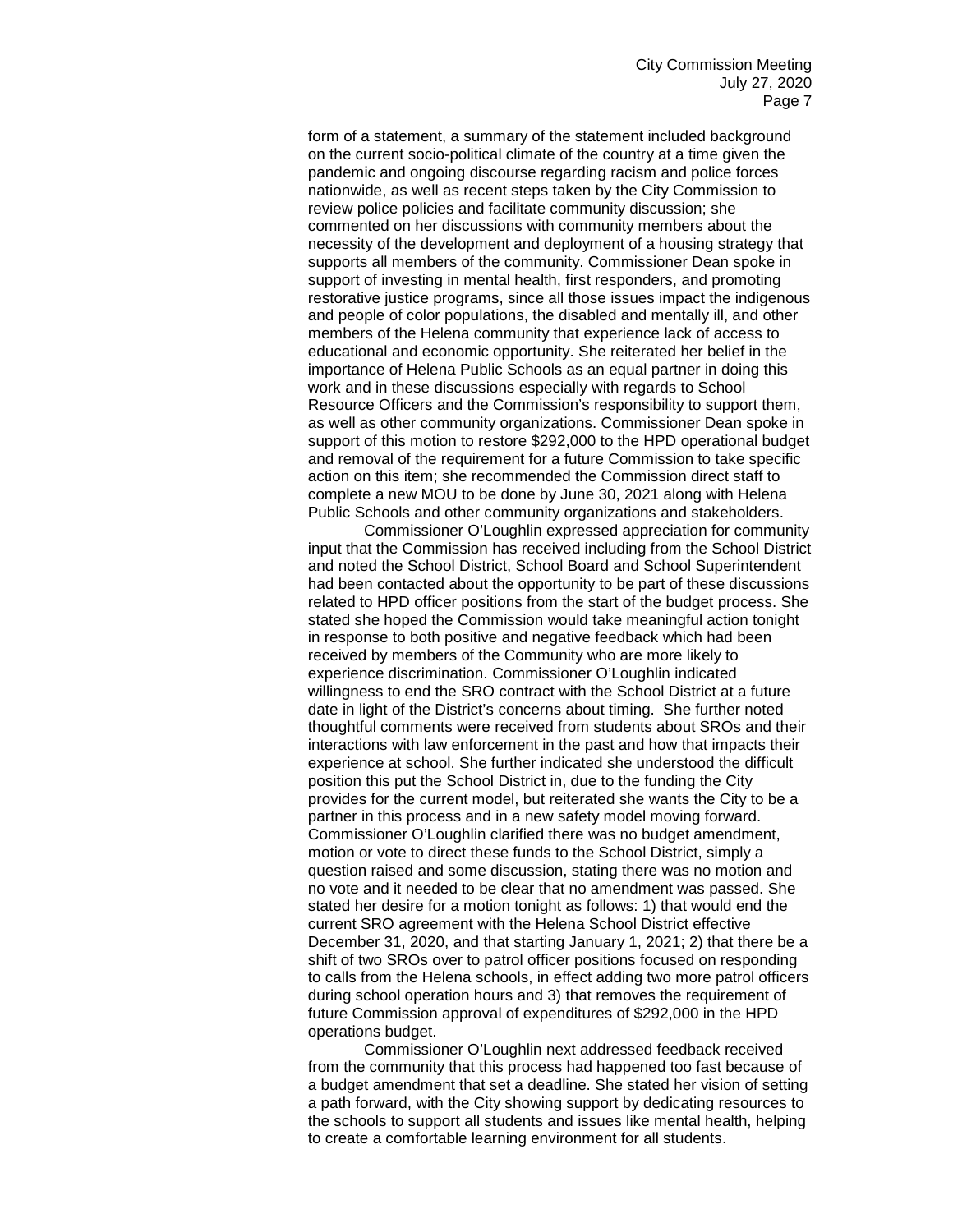form of a statement, a summary of the statement included background on the current socio-political climate of the country at a time given the pandemic and ongoing discourse regarding racism and police forces nationwide, as well as recent steps taken by the City Commission to review police policies and facilitate community discussion; she commented on her discussions with community members about the necessity of the development and deployment of a housing strategy that supports all members of the community. Commissioner Dean spoke in support of investing in mental health, first responders, and promoting restorative justice programs, since all those issues impact the indigenous and people of color populations, the disabled and mentally ill, and other members of the Helena community that experience lack of access to educational and economic opportunity. She reiterated her belief in the importance of Helena Public Schools as an equal partner in doing this work and in these discussions especially with regards to School Resource Officers and the Commission's responsibility to support them, as well as other community organizations. Commissioner Dean spoke in support of this motion to restore $292,000 to the HPD operational budget and removal of the requirement for a future Commission to take specific action on this item; she recommended the Commission direct staff to complete a new MOU to be done by June 30, 2021 along with Helena Public Schools and other community organizations and stakeholders.

Commissioner O'Loughlin expressed appreciation for community input that the Commission has received including from the School District and noted the School District, School Board and School Superintendent had been contacted about the opportunity to be part of these discussions related to HPD officer positions from the start of the budget process. She stated she hoped the Commission would take meaningful action tonight in response to both positive and negative feedback which had been received by members of the Community who are more likely to experience discrimination. Commissioner O'Loughlin indicated willingness to end the SRO contract with the School District at a future date in light of the District's concerns about timing. She further noted thoughtful comments were received from students about SROs and their interactions with law enforcement in the past and how that impacts their experience at school. She further indicated she understood the difficult position this put the School District in, due to the funding the City provides for the current model, but reiterated she wants the City to be a partner in this process and in a new safety model moving forward. Commissioner O'Loughlin clarified there was no budget amendment, motion or vote to direct these funds to the School District, simply a question raised and some discussion, stating there was no motion and no vote and it needed to be clear that no amendment was passed. She stated her desire for a motion tonight as follows: 1) that would end the current SRO agreement with the Helena School District effective December 31, 2020, and that starting January 1, 2021; 2) that there be a shift of two SROs over to patrol officer positions focused on responding to calls from the Helena schools, in effect adding two more patrol officers during school operation hours and 3) that removes the requirement of future Commission approval of expenditures of $292,000 in the HPD operations budget.

Commissioner O'Loughlin next addressed feedback received from the community that this process had happened too fast because of a budget amendment that set a deadline. She stated her vision of setting a path forward, with the City showing support by dedicating resources to the schools to support all students and issues like mental health, helping to create a comfortable learning environment for all students.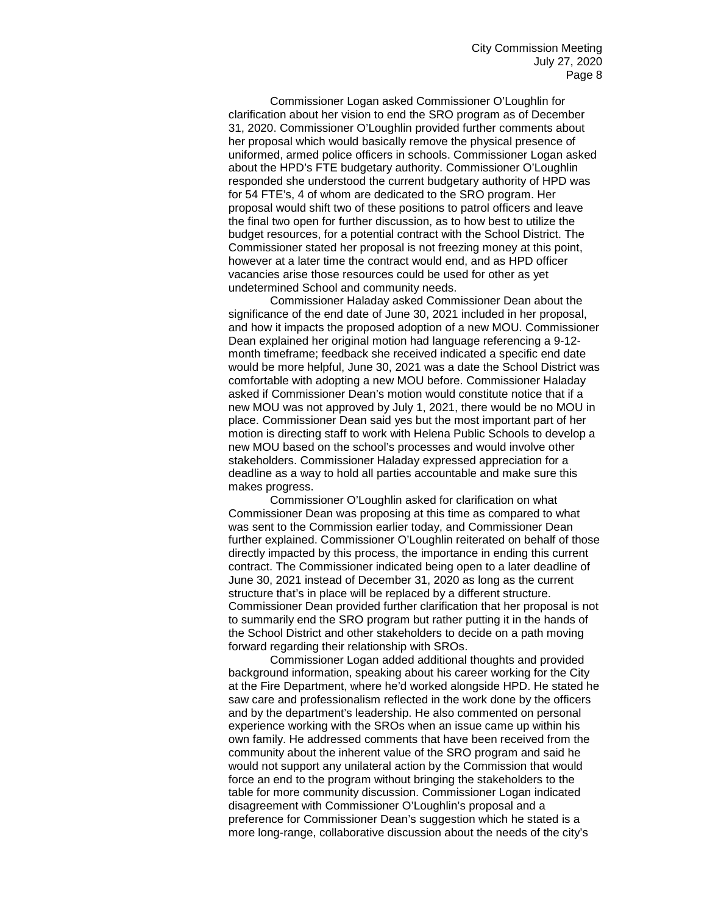Commissioner Logan asked Commissioner O'Loughlin for clarification about her vision to end the SRO program as of December 31, 2020. Commissioner O'Loughlin provided further comments about her proposal which would basically remove the physical presence of uniformed, armed police officers in schools. Commissioner Logan asked about the HPD's FTE budgetary authority. Commissioner O'Loughlin responded she understood the current budgetary authority of HPD was for 54 FTE's, 4 of whom are dedicated to the SRO program. Her proposal would shift two of these positions to patrol officers and leave the final two open for further discussion, as to how best to utilize the budget resources, for a potential contract with the School District. The Commissioner stated her proposal is not freezing money at this point, however at a later time the contract would end, and as HPD officer vacancies arise those resources could be used for other as yet undetermined School and community needs.

Commissioner Haladay asked Commissioner Dean about the significance of the end date of June 30, 2021 included in her proposal, and how it impacts the proposed adoption of a new MOU. Commissioner Dean explained her original motion had language referencing a 9-12-month timeframe; feedback she received indicated a specific end date would be more helpful, June 30, 2021 was a date the School District was comfortable with adopting a new MOU before. Commissioner Haladay asked if Commissioner Dean's motion would constitute notice that if a new MOU was not approved by July 1, 2021, there would be no MOU in place. Commissioner Dean said yes but the most important part of her motion is directing staff to work with Helena Public Schools to develop a new MOU based on the school's processes and would involve other stakeholders. Commissioner Haladay expressed appreciation for a deadline as a way to hold all parties accountable and make sure this makes progress.

Commissioner O'Loughlin asked for clarification on what Commissioner Dean was proposing at this time as compared to what was sent to the Commission earlier today, and Commissioner Dean further explained. Commissioner O'Loughlin reiterated on behalf of those directly impacted by this process, the importance in ending this current contract. The Commissioner indicated being open to a later deadline of June 30, 2021 instead of December 31, 2020 as long as the current structure that's in place will be replaced by a different structure. Commissioner Dean provided further clarification that her proposal is not to summarily end the SRO program but rather putting it in the hands of the School District and other stakeholders to decide on a path moving forward regarding their relationship with SROs.

Commissioner Logan added additional thoughts and provided background information, speaking about his career working for the City at the Fire Department, where he'd worked alongside HPD. He stated he saw care and professionalism reflected in the work done by the officers and by the department's leadership. He also commented on personal experience working with the SROs when an issue came up within his own family. He addressed comments that have been received from the community about the inherent value of the SRO program and said he would not support any unilateral action by the Commission that would force an end to the program without bringing the stakeholders to the table for more community discussion. Commissioner Logan indicated disagreement with Commissioner O'Loughlin's proposal and a preference for Commissioner Dean's suggestion which he stated is a more long-range, collaborative discussion about the needs of the city's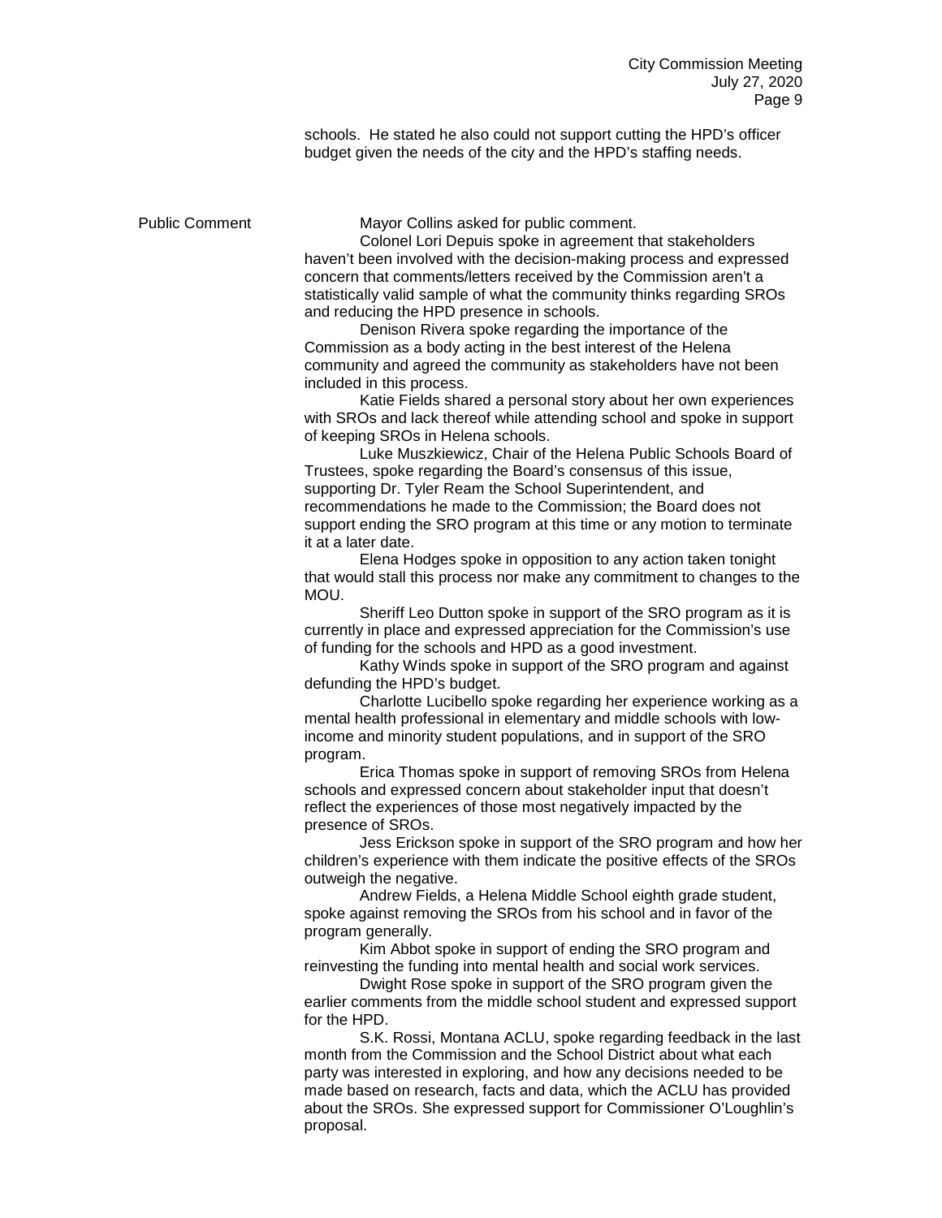schools. He stated he also could not support cutting the HPD's officer budget given the needs of the city and the HPD's staffing needs.

**Public Comment**

Mayor Collins asked for public comment.

Colonel Lori Depuis spoke in agreement that stakeholders haven't been involved with the decision-making process and expressed concern that comments/letters received by the Commission aren't a statistically valid sample of what the community thinks regarding SROs and reducing the HPD presence in schools.

Denison Rivera spoke regarding the importance of the Commission as a body acting in the best interest of the Helena community and agreed the community as stakeholders have not been included in this process.

Katie Fields shared a personal story about her own experiences with SROs and lack thereof while attending school and spoke in support of keeping SROs in Helena schools.

Luke Muszkiewicz, Chair of the Helena Public Schools Board of Trustees, spoke regarding the Board's consensus of this issue, supporting Dr. Tyler Ream the School Superintendent, and recommendations he made to the Commission; the Board does not support ending the SRO program at this time or any motion to terminate it at a later date.

Elena Hodges spoke in opposition to any action taken tonight that would stall this process nor make any commitment to changes to the MOU.

Sheriff Leo Dutton spoke in support of the SRO program as it is currently in place and expressed appreciation for the Commission's use of funding for the schools and HPD as a good investment.

Kathy Winds spoke in support of the SRO program and against defunding the HPD's budget.

Charlotte Lucibello spoke regarding her experience working as a mental health professional in elementary and middle schools with low-income and minority student populations, and in support of the SRO program.

Erica Thomas spoke in support of removing SROs from Helena schools and expressed concern about stakeholder input that doesn't reflect the experiences of those most negatively impacted by the presence of SROs.

Jess Erickson spoke in support of the SRO program and how her children's experience with them indicate the positive effects of the SROs outweigh the negative.

Andrew Fields, a Helena Middle School eighth grade student, spoke against removing the SROs from his school and in favor of the program generally.

Kim Abbot spoke in support of ending the SRO program and reinvesting the funding into mental health and social work services.

Dwight Rose spoke in support of the SRO program given the earlier comments from the middle school student and expressed support for the HPD.

S.K. Rossi, Montana ACLU, spoke regarding feedback in the last month from the Commission and the School District about what each party was interested in exploring, and how any decisions needed to be made based on research, facts and data, which the ACLU has provided about the SROs. She expressed support for Commissioner O'Loughlin's proposal.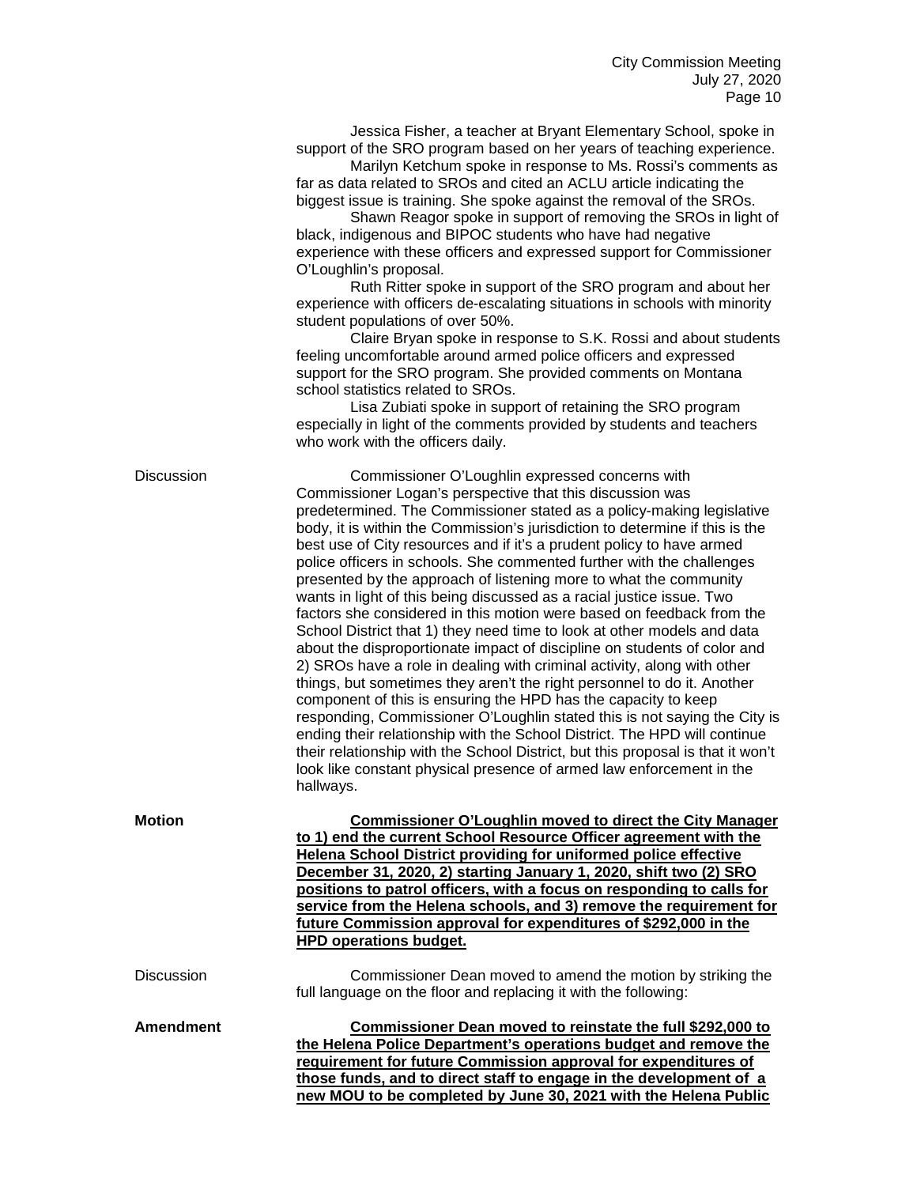Jessica Fisher, a teacher at Bryant Elementary School, spoke in support of the SRO program based on her years of teaching experience.

Marilyn Ketchum spoke in response to Ms. Rossi's comments as far as data related to SROs and cited an ACLU article indicating the biggest issue is training. She spoke against the removal of the SROs.

Shawn Reagor spoke in support of removing the SROs in light of black, indigenous and BIPOC students who have had negative experience with these officers and expressed support for Commissioner O'Loughlin's proposal.

Ruth Ritter spoke in support of the SRO program and about her experience with officers de-escalating situations in schools with minority student populations of over 50%.

Claire Bryan spoke in response to S.K. Rossi and about students feeling uncomfortable around armed police officers and expressed support for the SRO program. She provided comments on Montana school statistics related to SROs.

Lisa Zubiati spoke in support of retaining the SRO program especially in light of the comments provided by students and teachers who work with the officers daily.

Discussion

Commissioner O'Loughlin expressed concerns with Commissioner Logan's perspective that this discussion was predetermined. The Commissioner stated as a policy-making legislative body, it is within the Commission's jurisdiction to determine if this is the best use of City resources and if it's a prudent policy to have armed police officers in schools. She commented further with the challenges presented by the approach of listening more to what the community wants in light of this being discussed as a racial justice issue. Two factors she considered in this motion were based on feedback from the School District that 1) they need time to look at other models and data about the disproportionate impact of discipline on students of color and 2) SROs have a role in dealing with criminal activity, along with other things, but sometimes they aren't the right personnel to do it. Another component of this is ensuring the HPD has the capacity to keep responding, Commissioner O'Loughlin stated this is not saying the City is ending their relationship with the School District. The HPD will continue their relationship with the School District, but this proposal is that it won't look like constant physical presence of armed law enforcement in the hallways.

**Motion**

**Commissioner O'Loughlin moved to direct the City Manager to 1) end the current School Resource Officer agreement with the Helena School District providing for uniformed police effective December 31, 2020, 2) starting January 1, 2020, shift two (2) SRO positions to patrol officers, with a focus on responding to calls for service from the Helena schools, and 3) remove the requirement for future Commission approval for expenditures of $292,000 in the HPD operations budget.**

Discussion

Commissioner Dean moved to amend the motion by striking the full language on the floor and replacing it with the following:

**Amendment**

**Commissioner Dean moved to reinstate the full $292,000 to the Helena Police Department's operations budget and remove the requirement for future Commission approval for expenditures of those funds, and to direct staff to engage in the development of a new MOU to be completed by June 30, 2021 with the Helena Public**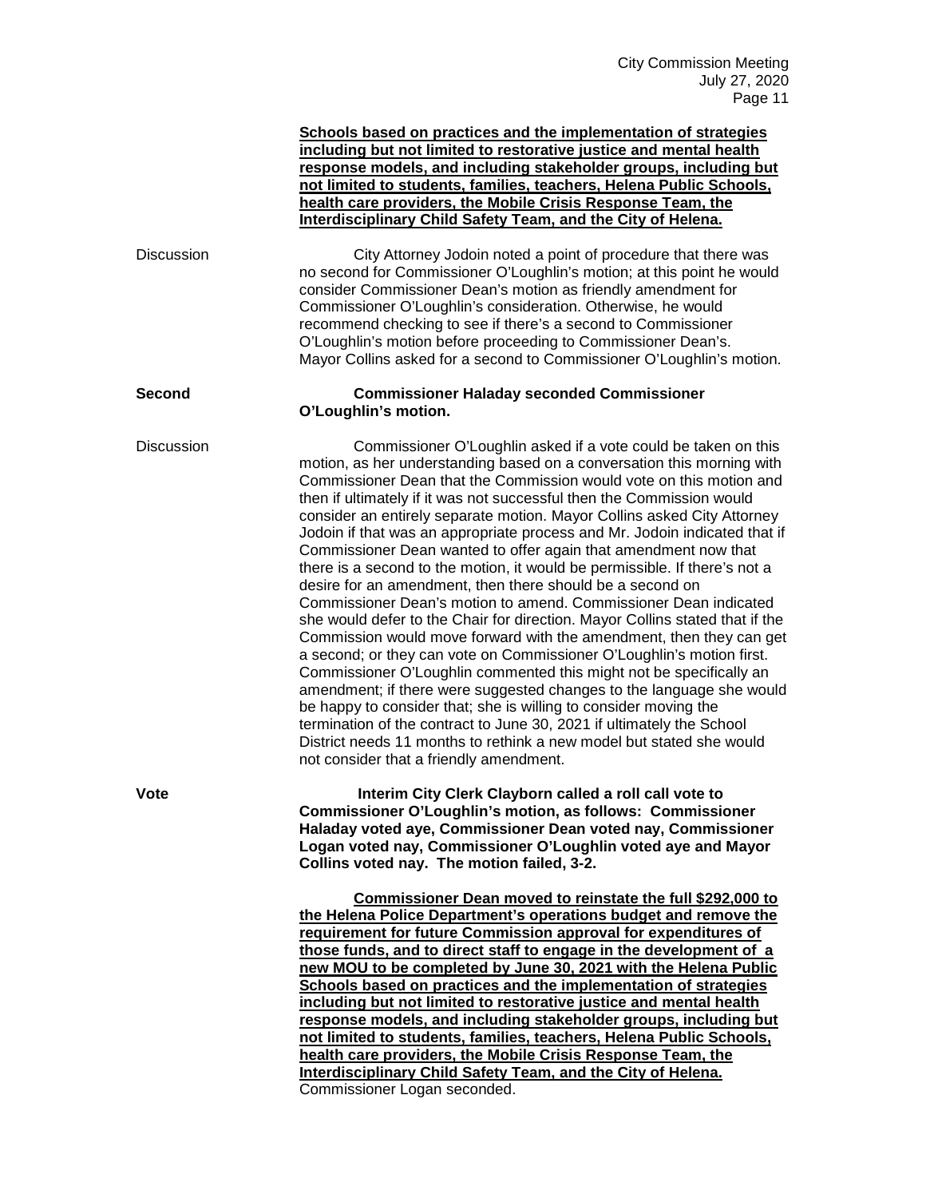**Schools based on practices and the implementation of strategies including but not limited to restorative justice and mental health response models, and including stakeholder groups, including but not limited to students, families, teachers, Helena Public Schools, health care providers, the Mobile Crisis Response Team, the Interdisciplinary Child Safety Team, and the City of Helena.**

Discussion

City Attorney Jodoin noted a point of procedure that there was no second for Commissioner O'Loughlin's motion; at this point he would consider Commissioner Dean's motion as friendly amendment for Commissioner O'Loughlin's consideration. Otherwise, he would recommend checking to see if there's a second to Commissioner O'Loughlin's motion before proceeding to Commissioner Dean's. Mayor Collins asked for a second to Commissioner O'Loughlin's motion.

**Second**

**Commissioner Haladay seconded Commissioner O'Loughlin's motion.**

Discussion

Commissioner O'Loughlin asked if a vote could be taken on this motion, as her understanding based on a conversation this morning with Commissioner Dean that the Commission would vote on this motion and then if ultimately if it was not successful then the Commission would consider an entirely separate motion. Mayor Collins asked City Attorney Jodoin if that was an appropriate process and Mr. Jodoin indicated that if Commissioner Dean wanted to offer again that amendment now that there is a second to the motion, it would be permissible. If there's not a desire for an amendment, then there should be a second on Commissioner Dean's motion to amend. Commissioner Dean indicated she would defer to the Chair for direction. Mayor Collins stated that if the Commission would move forward with the amendment, then they can get a second; or they can vote on Commissioner O'Loughlin's motion first. Commissioner O'Loughlin commented this might not be specifically an amendment; if there were suggested changes to the language she would be happy to consider that; she is willing to consider moving the termination of the contract to June 30, 2021 if ultimately the School District needs 11 months to rethink a new model but stated she would not consider that a friendly amendment.

**Vote**

**Interim City Clerk Clayborn called a roll call vote to Commissioner O'Loughlin's motion, as follows: Commissioner Haladay voted aye, Commissioner Dean voted nay, Commissioner Logan voted nay, Commissioner O'Loughlin voted aye and Mayor Collins voted nay. The motion failed, 3-2.**

**Commissioner Dean moved to reinstate the full $292,000 to the Helena Police Department's operations budget and remove the requirement for future Commission approval for expenditures of those funds, and to direct staff to engage in the development of a new MOU to be completed by June 30, 2021 with the Helena Public Schools based on practices and the implementation of strategies including but not limited to restorative justice and mental health response models, and including stakeholder groups, including but not limited to students, families, teachers, Helena Public Schools, health care providers, the Mobile Crisis Response Team, the Interdisciplinary Child Safety Team, and the City of Helena.** Commissioner Logan seconded.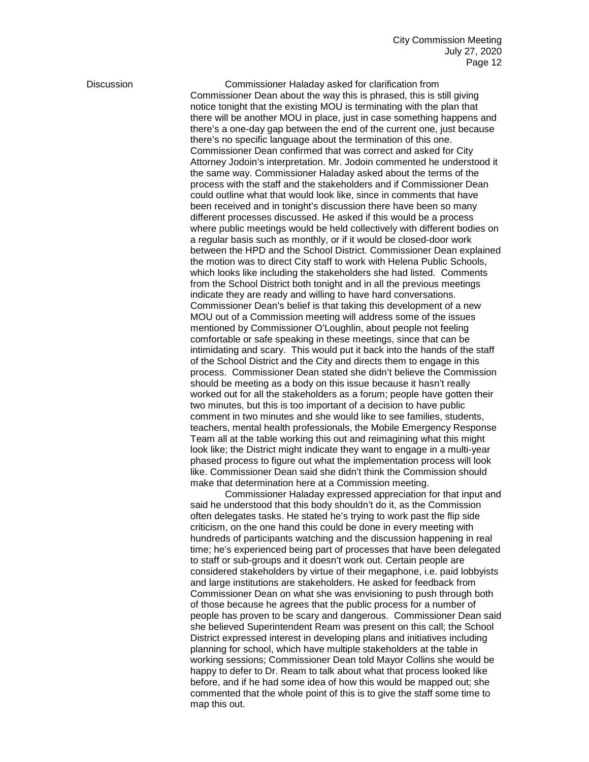Discussion

Commissioner Haladay asked for clarification from Commissioner Dean about the way this is phrased, this is still giving notice tonight that the existing MOU is terminating with the plan that there will be another MOU in place, just in case something happens and there's a one-day gap between the end of the current one, just because there's no specific language about the termination of this one. Commissioner Dean confirmed that was correct and asked for City Attorney Jodoin's interpretation. Mr. Jodoin commented he understood it the same way. Commissioner Haladay asked about the terms of the process with the staff and the stakeholders and if Commissioner Dean could outline what that would look like, since in comments that have been received and in tonight's discussion there have been so many different processes discussed. He asked if this would be a process where public meetings would be held collectively with different bodies on a regular basis such as monthly, or if it would be closed-door work between the HPD and the School District. Commissioner Dean explained the motion was to direct City staff to work with Helena Public Schools, which looks like including the stakeholders she had listed. Comments from the School District both tonight and in all the previous meetings indicate they are ready and willing to have hard conversations. Commissioner Dean's belief is that taking this development of a new MOU out of a Commission meeting will address some of the issues mentioned by Commissioner O'Loughlin, about people not feeling comfortable or safe speaking in these meetings, since that can be intimidating and scary. This would put it back into the hands of the staff of the School District and the City and directs them to engage in this process. Commissioner Dean stated she didn't believe the Commission should be meeting as a body on this issue because it hasn't really worked out for all the stakeholders as a forum; people have gotten their two minutes, but this is too important of a decision to have public comment in two minutes and she would like to see families, students, teachers, mental health professionals, the Mobile Emergency Response Team all at the table working this out and reimagining what this might look like; the District might indicate they want to engage in a multi-year phased process to figure out what the implementation process will look like. Commissioner Dean said she didn't think the Commission should make that determination here at a Commission meeting.

Commissioner Haladay expressed appreciation for that input and said he understood that this body shouldn't do it, as the Commission often delegates tasks. He stated he's trying to work past the flip side criticism, on the one hand this could be done in every meeting with hundreds of participants watching and the discussion happening in real time; he's experienced being part of processes that have been delegated to staff or sub-groups and it doesn't work out. Certain people are considered stakeholders by virtue of their megaphone, i.e. paid lobbyists and large institutions are stakeholders. He asked for feedback from Commissioner Dean on what she was envisioning to push through both of those because he agrees that the public process for a number of people has proven to be scary and dangerous. Commissioner Dean said she believed Superintendent Ream was present on this call; the School District expressed interest in developing plans and initiatives including planning for school, which have multiple stakeholders at the table in working sessions; Commissioner Dean told Mayor Collins she would be happy to defer to Dr. Ream to talk about what that process looked like before, and if he had some idea of how this would be mapped out; she commented that the whole point of this is to give the staff some time to map this out.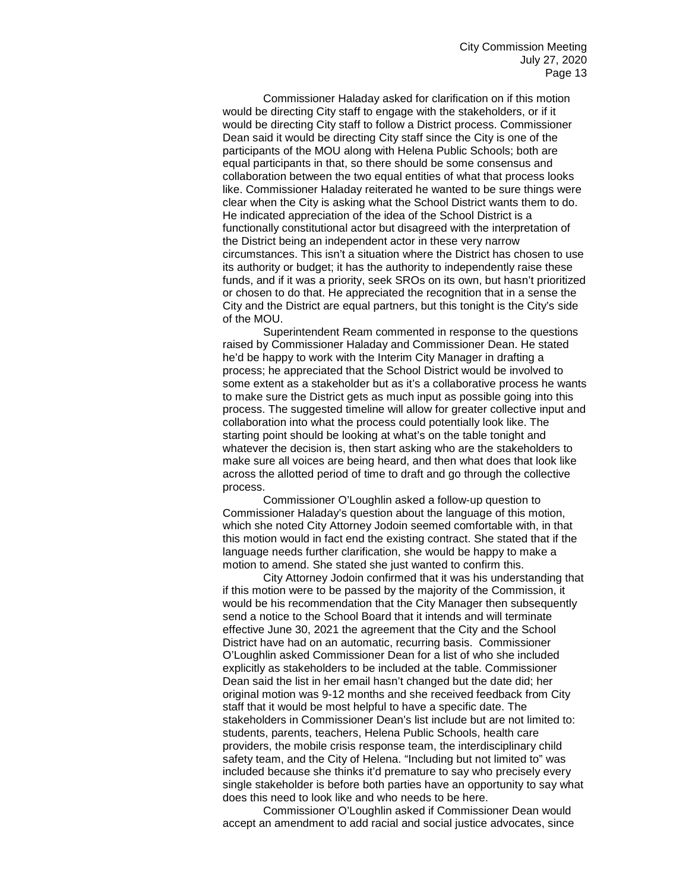Commissioner Haladay asked for clarification on if this motion would be directing City staff to engage with the stakeholders, or if it would be directing City staff to follow a District process. Commissioner Dean said it would be directing City staff since the City is one of the participants of the MOU along with Helena Public Schools; both are equal participants in that, so there should be some consensus and collaboration between the two equal entities of what that process looks like. Commissioner Haladay reiterated he wanted to be sure things were clear when the City is asking what the School District wants them to do. He indicated appreciation of the idea of the School District is a functionally constitutional actor but disagreed with the interpretation of the District being an independent actor in these very narrow circumstances. This isn't a situation where the District has chosen to use its authority or budget; it has the authority to independently raise these funds, and if it was a priority, seek SROs on its own, but hasn't prioritized or chosen to do that. He appreciated the recognition that in a sense the City and the District are equal partners, but this tonight is the City's side of the MOU.

Superintendent Ream commented in response to the questions raised by Commissioner Haladay and Commissioner Dean. He stated he'd be happy to work with the Interim City Manager in drafting a process; he appreciated that the School District would be involved to some extent as a stakeholder but as it's a collaborative process he wants to make sure the District gets as much input as possible going into this process. The suggested timeline will allow for greater collective input and collaboration into what the process could potentially look like. The starting point should be looking at what's on the table tonight and whatever the decision is, then start asking who are the stakeholders to make sure all voices are being heard, and then what does that look like across the allotted period of time to draft and go through the collective process.

Commissioner O'Loughlin asked a follow-up question to Commissioner Haladay's question about the language of this motion, which she noted City Attorney Jodoin seemed comfortable with, in that this motion would in fact end the existing contract. She stated that if the language needs further clarification, she would be happy to make a motion to amend. She stated she just wanted to confirm this.

City Attorney Jodoin confirmed that it was his understanding that if this motion were to be passed by the majority of the Commission, it would be his recommendation that the City Manager then subsequently send a notice to the School Board that it intends and will terminate effective June 30, 2021 the agreement that the City and the School District have had on an automatic, recurring basis. Commissioner O'Loughlin asked Commissioner Dean for a list of who she included explicitly as stakeholders to be included at the table. Commissioner Dean said the list in her email hasn't changed but the date did; her original motion was 9-12 months and she received feedback from City staff that it would be most helpful to have a specific date. The stakeholders in Commissioner Dean's list include but are not limited to: students, parents, teachers, Helena Public Schools, health care providers, the mobile crisis response team, the interdisciplinary child safety team, and the City of Helena. "Including but not limited to" was included because she thinks it'd premature to say who precisely every single stakeholder is before both parties have an opportunity to say what does this need to look like and who needs to be here.

Commissioner O'Loughlin asked if Commissioner Dean would accept an amendment to add racial and social justice advocates, since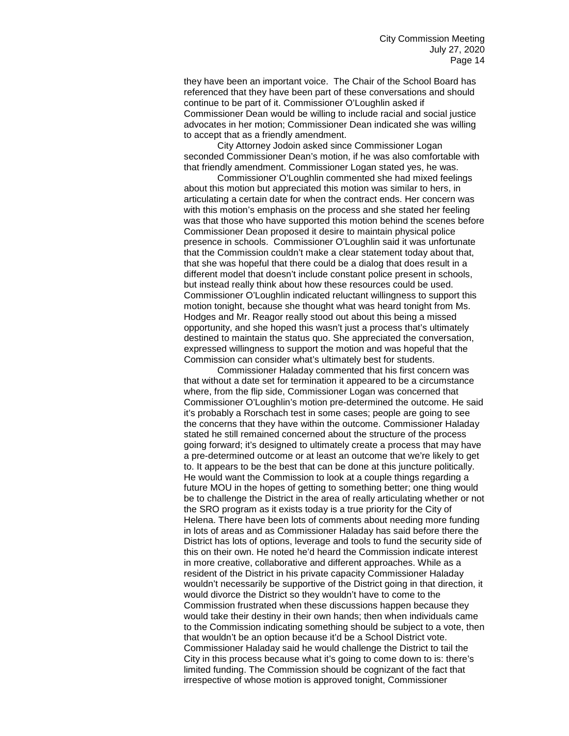they have been an important voice. The Chair of the School Board has referenced that they have been part of these conversations and should continue to be part of it. Commissioner O'Loughlin asked if Commissioner Dean would be willing to include racial and social justice advocates in her motion; Commissioner Dean indicated she was willing to accept that as a friendly amendment.

City Attorney Jodoin asked since Commissioner Logan seconded Commissioner Dean's motion, if he was also comfortable with that friendly amendment. Commissioner Logan stated yes, he was.

Commissioner O'Loughlin commented she had mixed feelings about this motion but appreciated this motion was similar to hers, in articulating a certain date for when the contract ends. Her concern was with this motion's emphasis on the process and she stated her feeling was that those who have supported this motion behind the scenes before Commissioner Dean proposed it desire to maintain physical police presence in schools. Commissioner O'Loughlin said it was unfortunate that the Commission couldn't make a clear statement today about that, that she was hopeful that there could be a dialog that does result in a different model that doesn't include constant police present in schools, but instead really think about how these resources could be used. Commissioner O'Loughlin indicated reluctant willingness to support this motion tonight, because she thought what was heard tonight from Ms. Hodges and Mr. Reagor really stood out about this being a missed opportunity, and she hoped this wasn't just a process that's ultimately destined to maintain the status quo. She appreciated the conversation, expressed willingness to support the motion and was hopeful that the Commission can consider what's ultimately best for students.

Commissioner Haladay commented that his first concern was that without a date set for termination it appeared to be a circumstance where, from the flip side, Commissioner Logan was concerned that Commissioner O'Loughlin's motion pre-determined the outcome. He said it's probably a Rorschach test in some cases; people are going to see the concerns that they have within the outcome. Commissioner Haladay stated he still remained concerned about the structure of the process going forward; it's designed to ultimately create a process that may have a pre-determined outcome or at least an outcome that we're likely to get to. It appears to be the best that can be done at this juncture politically. He would want the Commission to look at a couple things regarding a future MOU in the hopes of getting to something better; one thing would be to challenge the District in the area of really articulating whether or not the SRO program as it exists today is a true priority for the City of Helena. There have been lots of comments about needing more funding in lots of areas and as Commissioner Haladay has said before there the District has lots of options, leverage and tools to fund the security side of this on their own. He noted he'd heard the Commission indicate interest in more creative, collaborative and different approaches. While as a resident of the District in his private capacity Commissioner Haladay wouldn't necessarily be supportive of the District going in that direction, it would divorce the District so they wouldn't have to come to the Commission frustrated when these discussions happen because they would take their destiny in their own hands; then when individuals came to the Commission indicating something should be subject to a vote, then that wouldn't be an option because it'd be a School District vote. Commissioner Haladay said he would challenge the District to tail the City in this process because what it's going to come down to is: there's limited funding. The Commission should be cognizant of the fact that irrespective of whose motion is approved tonight, Commissioner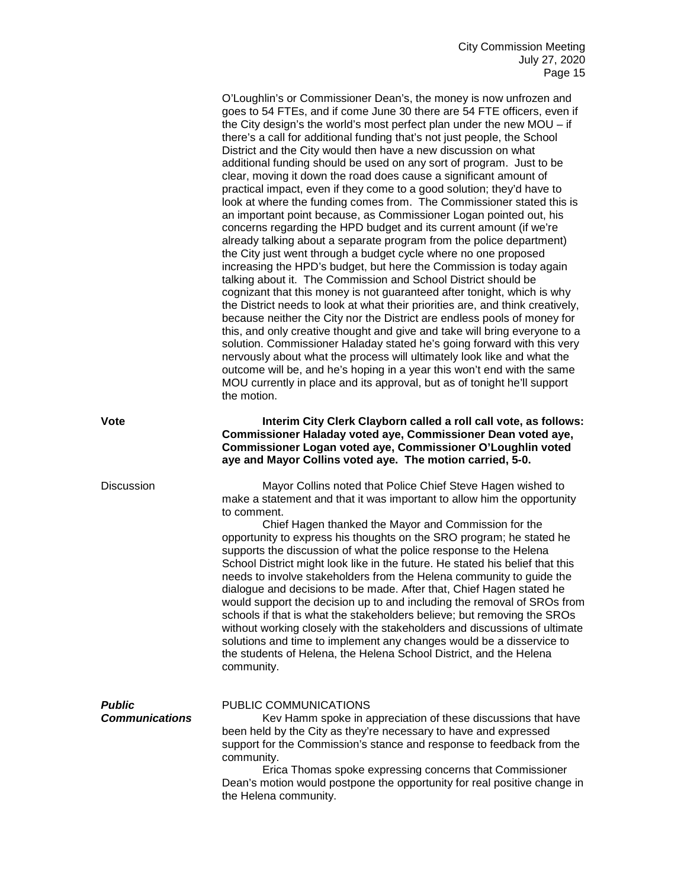O'Loughlin's or Commissioner Dean's, the money is now unfrozen and goes to 54 FTEs, and if come June 30 there are 54 FTE officers, even if the City design's the world's most perfect plan under the new MOU – if there's a call for additional funding that's not just people, the School District and the City would then have a new discussion on what additional funding should be used on any sort of program. Just to be clear, moving it down the road does cause a significant amount of practical impact, even if they come to a good solution; they'd have to look at where the funding comes from. The Commissioner stated this is an important point because, as Commissioner Logan pointed out, his concerns regarding the HPD budget and its current amount (if we're already talking about a separate program from the police department) the City just went through a budget cycle where no one proposed increasing the HPD's budget, but here the Commission is today again talking about it. The Commission and School District should be cognizant that this money is not guaranteed after tonight, which is why the District needs to look at what their priorities are, and think creatively, because neither the City nor the District are endless pools of money for this, and only creative thought and give and take will bring everyone to a solution. Commissioner Haladay stated he's going forward with this very nervously about what the process will ultimately look like and what the outcome will be, and he's hoping in a year this won't end with the same MOU currently in place and its approval, but as of tonight he'll support the motion.

**Vote**

**Interim City Clerk Clayborn called a roll call vote, as follows: Commissioner Haladay voted aye, Commissioner Dean voted aye, Commissioner Logan voted aye, Commissioner O'Loughlin voted aye and Mayor Collins voted aye. The motion carried, 5-0.**

Discussion

Mayor Collins noted that Police Chief Steve Hagen wished to make a statement and that it was important to allow him the opportunity to comment.

Chief Hagen thanked the Mayor and Commission for the opportunity to express his thoughts on the SRO program; he stated he supports the discussion of what the police response to the Helena School District might look like in the future. He stated his belief that this needs to involve stakeholders from the Helena community to guide the dialogue and decisions to be made. After that, Chief Hagen stated he would support the decision up to and including the removal of SROs from schools if that is what the stakeholders believe; but removing the SROs without working closely with the stakeholders and discussions of ultimate solutions and time to implement any changes would be a disservice to the students of Helena, the Helena School District, and the Helena community.

***Public Communications***

PUBLIC COMMUNICATIONS

Kev Hamm spoke in appreciation of these discussions that have been held by the City as they're necessary to have and expressed support for the Commission's stance and response to feedback from the community.

Erica Thomas spoke expressing concerns that Commissioner Dean's motion would postpone the opportunity for real positive change in the Helena community.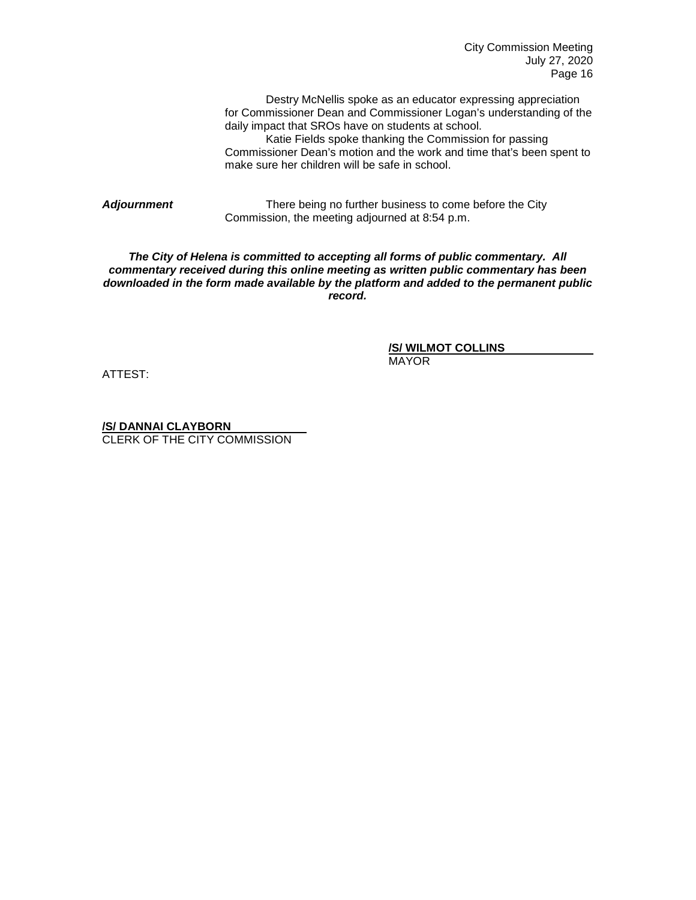Destry McNellis spoke as an educator expressing appreciation for Commissioner Dean and Commissioner Logan's understanding of the daily impact that SROs have on students at school.

Katie Fields spoke thanking the Commission for passing Commissioner Dean's motion and the work and time that's been spent to make sure her children will be safe in school.

***Adjournment*** There being no further business to come before the City Commission, the meeting adjourned at 8:54 p.m.

***The City of Helena is committed to accepting all forms of public commentary. All commentary received during this online meeting as written public commentary has been downloaded in the form made available by the platform and added to the permanent public record.***

**/S/ WILMOT COLLINS**
MAYOR

ATTEST:

**/S/ DANNAI CLAYBORN**
CLERK OF THE CITY COMMISSION